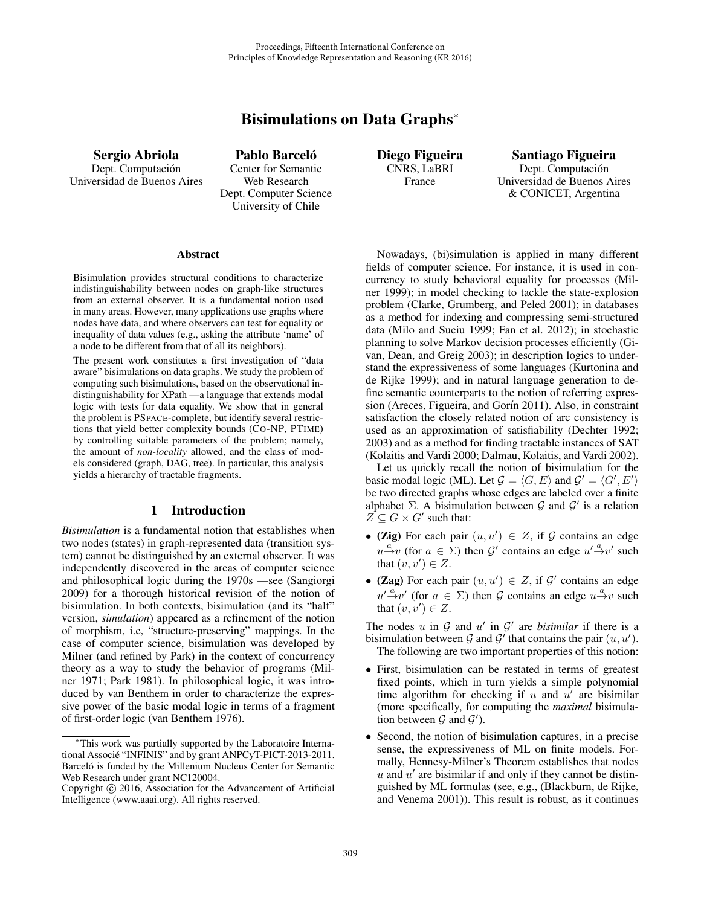# Bisimulations on Data Graphs*

**Sergio Abriola**
Dept. Computación
Universidad de Buenos Aires

**Pablo Barceló**
Center for Semantic Web Research
Dept. Computer Science
University of Chile

**Diego Figueira**
CNRS, LaBRI
France

**Santiago Figueira**
Dept. Computación
Universidad de Buenos Aires
& CONICET, Argentina

### Abstract

Bisimulation provides structural conditions to characterize indistinguishability between nodes on graph-like structures from an external observer. It is a fundamental notion used in many areas. However, many applications use graphs where nodes have data, and where observers can test for equality or inequality of data values (e.g., asking the attribute 'name' of a node to be different from that of all its neighbors).

The present work constitutes a first investigation of "data aware" bisimulations on data graphs. We study the problem of computing such bisimulations, based on the observational indistinguishability for XPath —a language that extends modal logic with tests for data equality. We show that in general the problem is PSPACE-complete, but identify several restrictions that yield better complexity bounds (CO-NP, PTIME) by controlling suitable parameters of the problem; namely, the amount of *non-locality* allowed, and the class of models considered (graph, DAG, tree). In particular, this analysis yields a hierarchy of tractable fragments.

## 1 Introduction

*Bisimulation* is a fundamental notion that establishes when two nodes (states) in graph-represented data (transition system) cannot be distinguished by an external observer. It was independently discovered in the areas of computer science and philosophical logic during the 1970s —see (Sangiorgi 2009) for a thorough historical revision of the notion of bisimulation. In both contexts, bisimulation (and its "half" version, *simulation*) appeared as a refinement of the notion of morphism, i.e, "structure-preserving" mappings. In the case of computer science, bisimulation was developed by Milner (and refined by Park) in the context of concurrency theory as a way to study the behavior of programs (Milner 1971; Park 1981). In philosophical logic, it was introduced by van Benthem in order to characterize the expressive power of the basic modal logic in terms of a fragment of first-order logic (van Benthem 1976).

Nowadays, (bi)simulation is applied in many different fields of computer science. For instance, it is used in concurrency to study behavioral equality for processes (Milner 1999); in model checking to tackle the state-explosion problem (Clarke, Grumberg, and Peled 2001); in databases as a method for indexing and compressing semi-structured data (Milo and Suciu 1999; Fan et al. 2012); in stochastic planning to solve Markov decision processes efficiently (Givan, Dean, and Greig 2003); in description logics to understand the expressiveness of some languages (Kurtonina and de Rijke 1999); and in natural language generation to define semantic counterparts to the notion of referring expression (Areces, Figueira, and Gorín 2011). Also, in constraint satisfaction the closely related notion of arc consistency is used as an approximation of satisfiability (Dechter 1992; 2003) and as a method for finding tractable instances of SAT (Kolaitis and Vardi 2000; Dalmau, Kolaitis, and Vardi 2002).

Let us quickly recall the notion of bisimulation for the basic modal logic (ML). Let $\mathcal{G} = \langle G, E \rangle$ and $\mathcal{G}' = \langle G', E' \rangle$ be two directed graphs whose edges are labeled over a finite alphabet $\Sigma$. A bisimulation between $\mathcal{G}$ and $\mathcal{G}'$ is a relation $Z \subseteq G \times G'$ such that:

- **(Zig)** For each pair $(u, u') \in Z$, if $\mathcal{G}$ contains an edge $u \xrightarrow{a} v$ (for $a \in \Sigma$) then $\mathcal{G}'$ contains an edge $u' \xrightarrow{a} v'$ such that $(v, v') \in Z$.
- **(Zag)** For each pair $(u, u') \in Z$, if $\mathcal{G}'$ contains an edge $u' \xrightarrow{a} v'$ (for $a \in \Sigma$) then $\mathcal{G}$ contains an edge $u \xrightarrow{a} v$ such that $(v, v') \in Z$.

The nodes $u$ in $\mathcal{G}$ and $u'$ in $\mathcal{G}'$ are *bisimilar* if there is a bisimulation between $\mathcal{G}$ and $\mathcal{G}'$ that contains the pair $(u, u')$.

The following are two important properties of this notion:

- First, bisimulation can be restated in terms of greatest fixed points, which in turn yields a simple polynomial time algorithm for checking if $u$ and $u'$ are bisimilar (more specifically, for computing the *maximal* bisimulation between $\mathcal{G}$ and $\mathcal{G}'$).
- Second, the notion of bisimulation captures, in a precise sense, the expressiveness of ML on finite models. Formally, Hennesy-Milner's Theorem establishes that nodes $u$ and $u'$ are bisimilar if and only if they cannot be distinguished by ML formulas (see, e.g., (Blackburn, de Rijke, and Venema 2001)). This result is robust, as it continues

---

*This work was partially supported by the Laboratoire International Associé "INFINIS" and by grant ANPCyT-PICT-2013-2011. Barceló is funded by the Millenium Nucleus Center for Semantic Web Research under grant NC120004.

Copyright © 2016, Association for the Advancement of Artificial Intelligence (www.aaai.org). All rights reserved.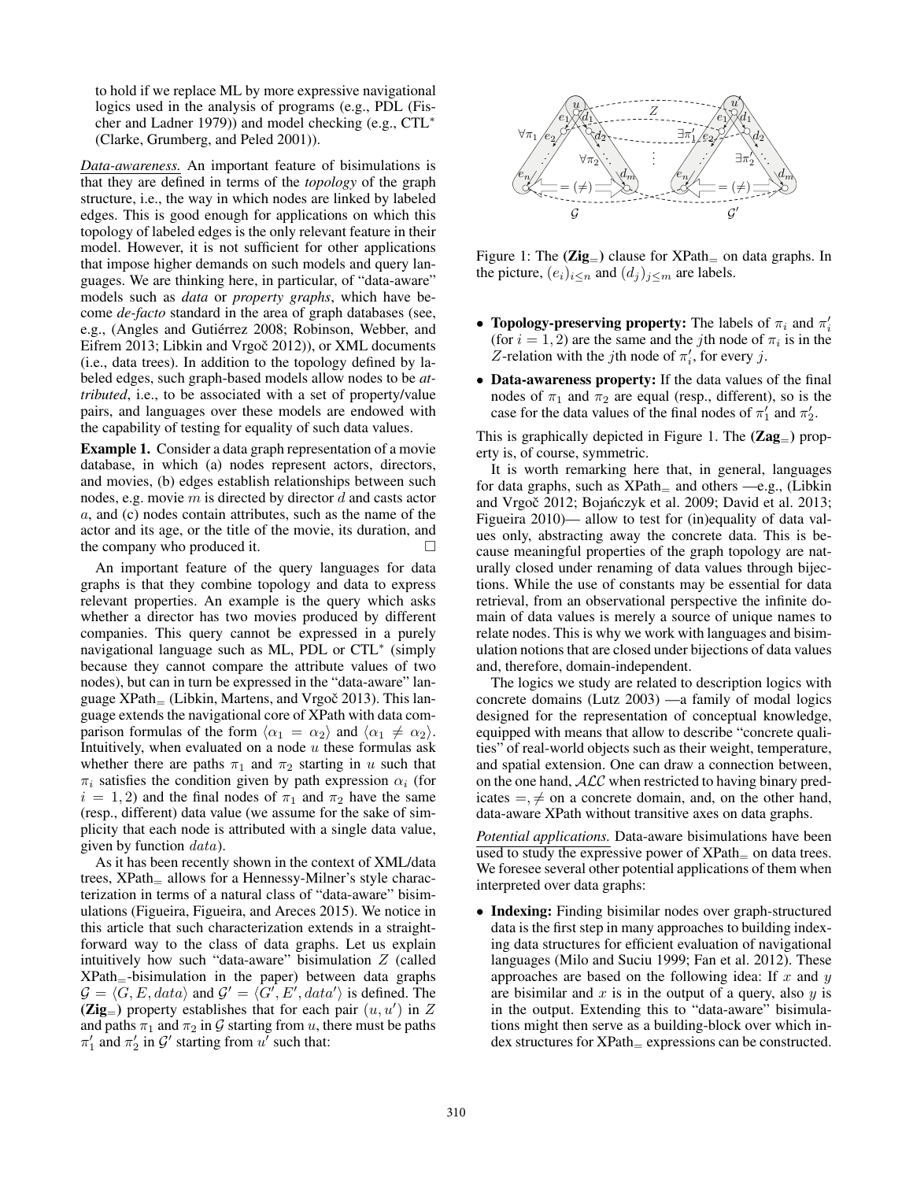to hold if we replace ML by more expressive navigational logics used in the analysis of programs (e.g., PDL (Fischer and Ladner 1979)) and model checking (e.g., CTL* (Clarke, Grumberg, and Peled 2001)).

*Data-awareness.* An important feature of bisimulations is that they are defined in terms of the *topology* of the graph structure, i.e., the way in which nodes are linked by labeled edges. This is good enough for applications on which this topology of labeled edges is the only relevant feature in their model. However, it is not sufficient for other applications that impose higher demands on such models and query languages. We are thinking here, in particular, of "data-aware" models such as *data* or *property graphs*, which have become *de-facto* standard in the area of graph databases (see, e.g., (Angles and Gutiérrez 2008; Robinson, Webber, and Eifrem 2013; Libkin and Vrgoč 2012)), or XML documents (i.e., data trees). In addition to the topology defined by labeled edges, such graph-based models allow nodes to be *attributed*, i.e., to be associated with a set of property/value pairs, and languages over these models are endowed with the capability of testing for equality of such data values.

**Example 1.** Consider a data graph representation of a movie database, in which (a) nodes represent actors, directors, and movies, (b) edges establish relationships between such nodes, e.g. movie $m$ is directed by director $d$ and casts actor $a$, and (c) nodes contain attributes, such as the name of the actor and its age, or the title of the movie, its duration, and the company who produced it. □

An important feature of the query languages for data graphs is that they combine topology and data to express relevant properties. An example is the query which asks whether a director has two movies produced by different companies. This query cannot be expressed in a purely navigational language such as ML, PDL or CTL* (simply because they cannot compare the attribute values of two nodes), but can in turn be expressed in the "data-aware" language XPath$_=$ (Libkin, Martens, and Vrgoč 2013). This language extends the navigational core of XPath with data comparison formulas of the form $\langle \alpha_1 = \alpha_2 \rangle$ and $\langle \alpha_1 \neq \alpha_2 \rangle$. Intuitively, when evaluated on a node $u$ these formulas ask whether there are paths $\pi_1$ and $\pi_2$ starting in $u$ such that $\pi_i$ satisfies the condition given by path expression $\alpha_i$ (for $i = 1, 2$) and the final nodes of $\pi_1$ and $\pi_2$ have the same (resp., different) data value (we assume for the sake of simplicity that each node is attributed with a single data value, given by function $data$).

As it has been recently shown in the context of XML/data trees, XPath$_=$ allows for a Hennessy-Milner's style characterization in terms of a natural class of "data-aware" bisimulations (Figueira, Figueira, and Areces 2015). We notice in this article that such characterization extends in a straightforward way to the class of data graphs. Let us explain intuitively how such "data-aware" bisimulation $Z$ (called XPath$_=$-bisimulation in the paper) between data graphs $\mathcal{G} = \langle G, E, data \rangle$ and $\mathcal{G}' = \langle G', E', data' \rangle$ is defined. The (**Zig**$_=$) property establishes that for each pair $(u, u')$ in $Z$ and paths $\pi_1$ and $\pi_2$ in $\mathcal{G}$ starting from $u$, there must be paths $\pi_1'$ and $\pi_2'$ in $\mathcal{G}'$ starting from $u'$ such that:

Figure 1: The (**Zig**$_=$) clause for XPath$_=$ on data graphs. In the picture, $(e_i)_{i \leq n}$ and $(d_j)_{j \leq m}$ are labels.

- **Topology-preserving property:** The labels of $\pi_i$ and $\pi_i'$ (for $i = 1, 2$) are the same and the $j$th node of $\pi_i$ is in the $Z$-relation with the $j$th node of $\pi_i'$, for every $j$.
- **Data-awareness property:** If the data values of the final nodes of $\pi_1$ and $\pi_2$ are equal (resp., different), so is the case for the data values of the final nodes of $\pi_1'$ and $\pi_2'$.

This is graphically depicted in Figure 1. The (**Zag**$_=$) property is, of course, symmetric.

It is worth remarking here that, in general, languages for data graphs, such as XPath$_=$ and others —e.g., (Libkin and Vrgoč 2012; Bojańczyk et al. 2009; David et al. 2013; Figueira 2010)— allow to test for (in)equality of data values only, abstracting away the concrete data. This is because meaningful properties of the graph topology are naturally closed under renaming of data values through bijections. While the use of constants may be essential for data retrieval, from an observational perspective the infinite domain of data values is merely a source of unique names to relate nodes. This is why we work with languages and bisimulation notions that are closed under bijections of data values and, therefore, domain-independent.

The logics we study are related to description logics with concrete domains (Lutz 2003) —a family of modal logics designed for the representation of conceptual knowledge, equipped with means that allow to describe "concrete qualities" of real-world objects such as their weight, temperature, and spatial extension. One can draw a connection between, on the one hand, $\mathcal{ALC}$ when restricted to having binary predicates $=, \neq$ on a concrete domain, and, on the other hand, data-aware XPath without transitive axes on data graphs.

*Potential applications.* Data-aware bisimulations have been used to study the expressive power of XPath$_=$ on data trees. We foresee several other potential applications of them when interpreted over data graphs:

- **Indexing:** Finding bisimilar nodes over graph-structured data is the first step in many approaches to building indexing data structures for efficient evaluation of navigational languages (Milo and Suciu 1999; Fan et al. 2012). These approaches are based on the following idea: If $x$ and $y$ are bisimilar and $x$ is in the output of a query, also $y$ is in the output. Extending this to "data-aware" bisimulations might then serve as a building-block over which index structures for XPath$_=$ expressions can be constructed.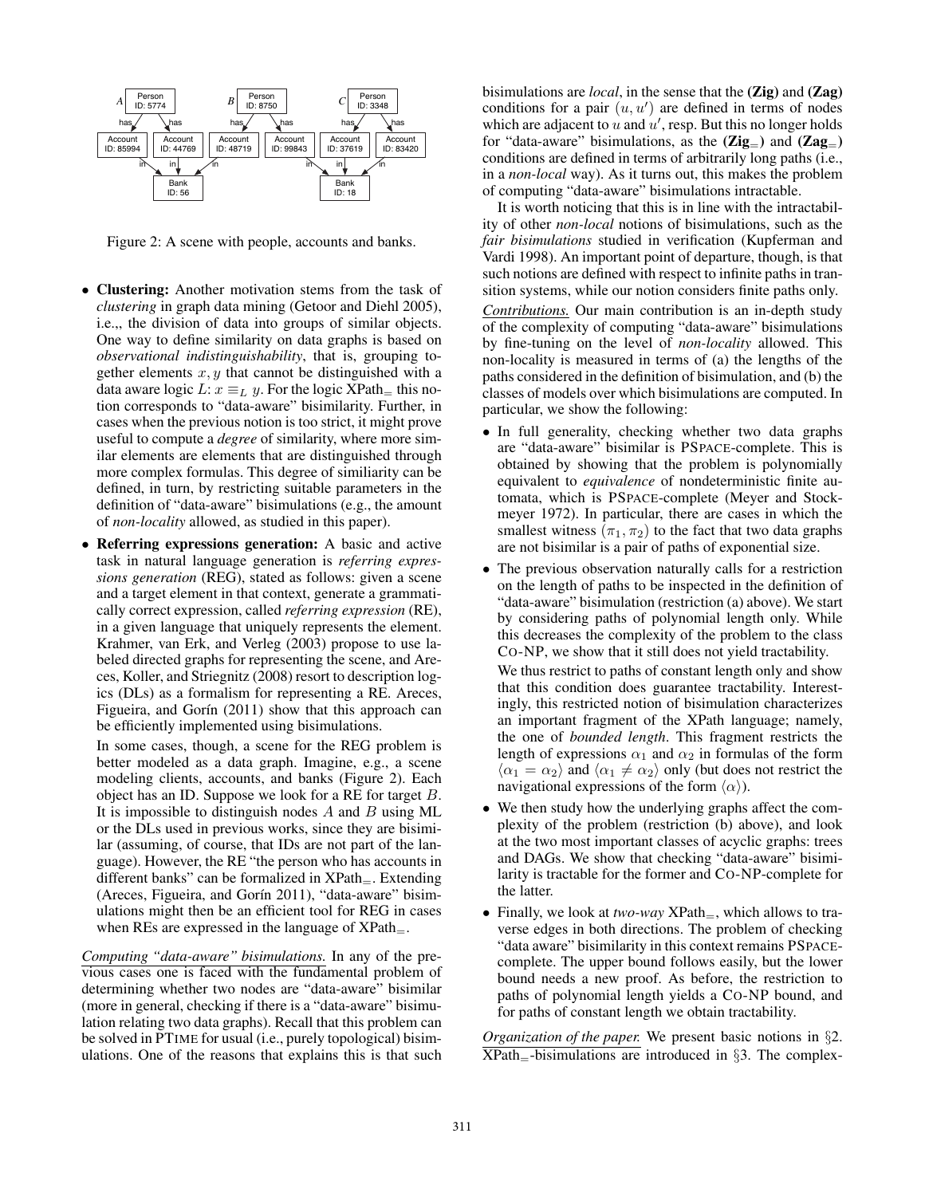Figure 2: A scene with people, accounts and banks.

- **Clustering:** Another motivation stems from the task of *clustering* in graph data mining (Getoor and Diehl 2005), i.e.,, the division of data into groups of similar objects. One way to define similarity on data graphs is based on *observational indistinguishability*, that is, grouping together elements $x, y$ that cannot be distinguished with a data aware logic $L$: $x \equiv_L y$. For the logic XPath$_=$ this notion corresponds to "data-aware" bisimilarity. Further, in cases when the previous notion is too strict, it might prove useful to compute a *degree* of similarity, where more similar elements are elements that are distinguished through more complex formulas. This degree of similiarity can be defined, in turn, by restricting suitable parameters in the definition of "data-aware" bisimulations (e.g., the amount of *non-locality* allowed, as studied in this paper).

- **Referring expressions generation:** A basic and active task in natural language generation is *referring expressions generation* (REG), stated as follows: given a scene and a target element in that context, generate a grammatically correct expression, called *referring expression* (RE), in a given language that uniquely represents the element. Krahmer, van Erk, and Verleg (2003) propose to use labeled directed graphs for representing the scene, and Areces, Koller, and Striegnitz (2008) resort to description logics (DLs) as a formalism for representing a RE. Areces, Figueira, and Gorín (2011) show that this approach can be efficiently implemented using bisimulations.

  In some cases, though, a scene for the REG problem is better modeled as a data graph. Imagine, e.g., a scene modeling clients, accounts, and banks (Figure 2). Each object has an ID. Suppose we look for a RE for target $B$. It is impossible to distinguish nodes $A$ and $B$ using ML or the DLs used in previous works, since they are bisimilar (assuming, of course, that IDs are not part of the language). However, the RE "the person who has accounts in different banks" can be formalized in XPath$_=$. Extending (Areces, Figueira, and Gorín 2011), "data-aware" bisimulations might then be an efficient tool for REG in cases when REs are expressed in the language of XPath$_=$.

*Computing "data-aware" bisimulations.* In any of the previous cases one is faced with the fundamental problem of determining whether two nodes are "data-aware" bisimilar (more in general, checking if there is a "data-aware" bisimulation relating two data graphs). Recall that this problem can be solved in PTIME for usual (i.e., purely topological) bisimulations. One of the reasons that explains this is that such bisimulations are *local*, in the sense that the **(Zig)** and **(Zag)** conditions for a pair $(u, u')$ are defined in terms of nodes which are adjacent to $u$ and $u'$, resp. But this no longer holds for "data-aware" bisimulations, as the **(Zig$_=$)** and **(Zag$_=$)** conditions are defined in terms of arbitrarily long paths (i.e., in a *non-local* way). As it turns out, this makes the problem of computing "data-aware" bisimulations intractable.

It is worth noticing that this is in line with the intractability of other *non-local* notions of bisimulations, such as the *fair bisimulations* studied in verification (Kupferman and Vardi 1998). An important point of departure, though, is that such notions are defined with respect to infinite paths in transition systems, while our notion considers finite paths only.

*Contributions.* Our main contribution is an in-depth study of the complexity of computing "data-aware" bisimulations by fine-tuning on the level of *non-locality* allowed. This non-locality is measured in terms of (a) the lengths of the paths considered in the definition of bisimulation, and (b) the classes of models over which bisimulations are computed. In particular, we show the following:

- In full generality, checking whether two data graphs are "data-aware" bisimilar is PSPACE-complete. This is obtained by showing that the problem is polynomially equivalent to *equivalence* of nondeterministic finite automata, which is PSPACE-complete (Meyer and Stockmeyer 1972). In particular, there are cases in which the smallest witness $(\pi_1, \pi_2)$ to the fact that two data graphs are not bisimilar is a pair of paths of exponential size.

- The previous observation naturally calls for a restriction on the length of paths to be inspected in the definition of "data-aware" bisimulation (restriction (a) above). We start by considering paths of polynomial length only. While this decreases the complexity of the problem to the class CO-NP, we show that it still does not yield tractability.

  We thus restrict to paths of constant length only and show that this condition does guarantee tractability. Interestingly, this restricted notion of bisimulation characterizes an important fragment of the XPath language; namely, the one of *bounded length*. This fragment restricts the length of expressions $\alpha_1$ and $\alpha_2$ in formulas of the form $\langle \alpha_1 = \alpha_2 \rangle$ and $\langle \alpha_1 \neq \alpha_2 \rangle$ only (but does not restrict the navigational expressions of the form $\langle \alpha \rangle$).

- We then study how the underlying graphs affect the complexity of the problem (restriction (b) above), and look at the two most important classes of acyclic graphs: trees and DAGs. We show that checking "data-aware" bisimilarity is tractable for the former and CO-NP-complete for the latter.

- Finally, we look at *two-way* XPath$_=$, which allows to traverse edges in both directions. The problem of checking "data aware" bisimilarity in this context remains PSPACE-complete. The upper bound follows easily, but the lower bound needs a new proof. As before, the restriction to paths of polynomial length yields a CO-NP bound, and for paths of constant length we obtain tractability.

*Organization of the paper.* We present basic notions in §2. XPath$_=$-bisimulations are introduced in §3. The complex-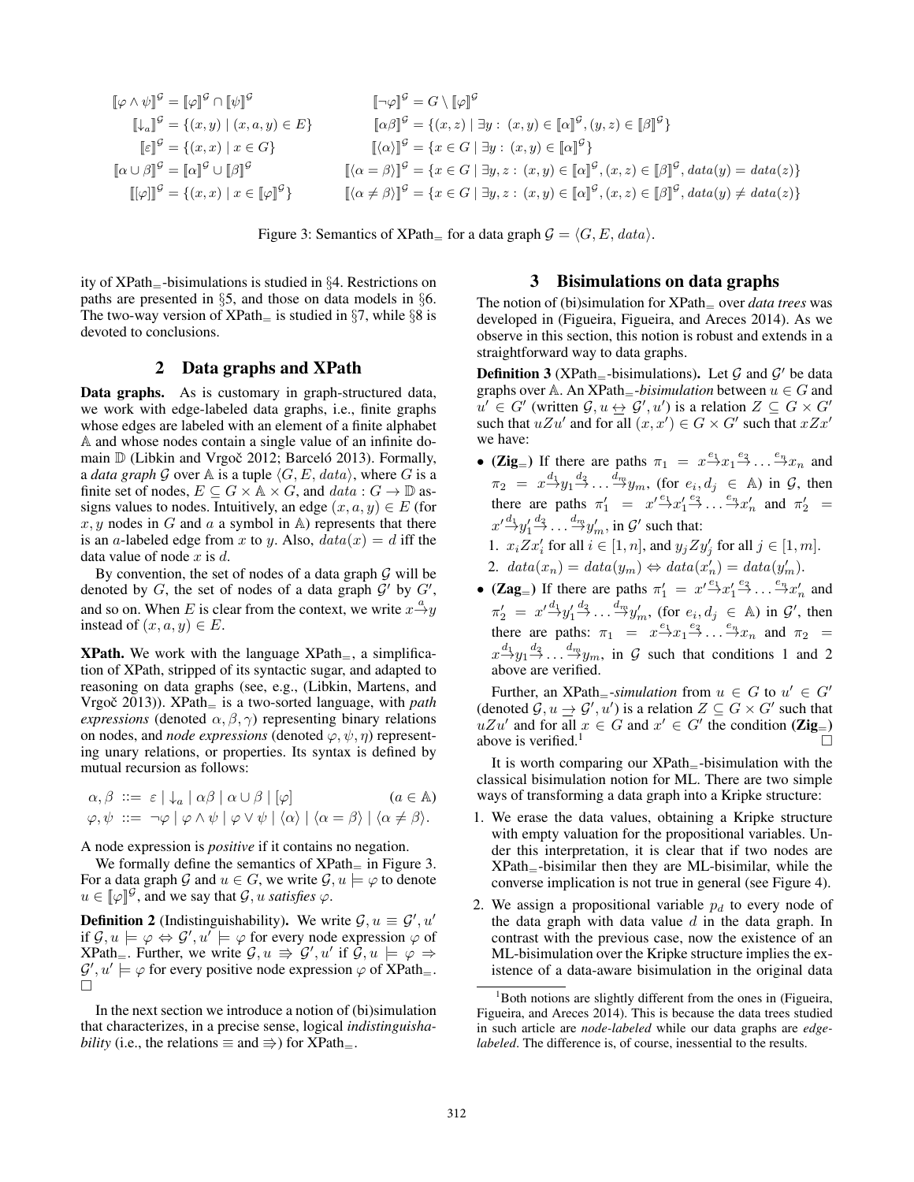$$
\begin{aligned}
&[\![\varphi \wedge \psi]\!]^{\mathcal{G}} = [\![\varphi]\!]^{\mathcal{G}} \cap [\![\psi]\!]^{\mathcal{G}} && [\![\neg\varphi]\!]^{\mathcal{G}} = G \setminus [\![\varphi]\!]^{\mathcal{G}} \\
&[\![\downarrow_a]\!]^{\mathcal{G}} = \{(x,y) \mid (x,a,y) \in E\} && [\![\alpha\beta]\!]^{\mathcal{G}} = \{(x,z) \mid \exists y:\ (x,y) \in [\![\alpha]\!]^{\mathcal{G}}, (y,z) \in [\![\beta]\!]^{\mathcal{G}}\} \\
&[\![\varepsilon]\!]^{\mathcal{G}} = \{(x,x) \mid x \in G\} && [\![\langle\alpha\rangle]\!]^{\mathcal{G}} = \{x \in G \mid \exists y:\ (x,y) \in [\![\alpha]\!]^{\mathcal{G}}\} \\
&[\![\alpha \cup \beta]\!]^{\mathcal{G}} = [\![\alpha]\!]^{\mathcal{G}} \cup [\![\beta]\!]^{\mathcal{G}} && [\![\langle\alpha = \beta\rangle]\!]^{\mathcal{G}} = \{x \in G \mid \exists y,z:\ (x,y) \in [\![\alpha]\!]^{\mathcal{G}}, (x,z) \in [\![\beta]\!]^{\mathcal{G}}, data(y) = data(z)\} \\
&[\![[\varphi]]\!]^{\mathcal{G}} = \{(x,x) \mid x \in [\![\varphi]\!]^{\mathcal{G}}\} && [\![\langle\alpha \neq \beta\rangle]\!]^{\mathcal{G}} = \{x \in G \mid \exists y,z:\ (x,y) \in [\![\alpha]\!]^{\mathcal{G}}, (x,z) \in [\![\beta]\!]^{\mathcal{G}}, data(y) \neq data(z)\}
\end{aligned}
$$

Figure 3: Semantics of XPath$_=$ for a data graph $\mathcal{G} = \langle G, E, data\rangle$.

ity of XPath$_=$-bisimulations is studied in §4. Restrictions on paths are presented in §5, and those on data models in §6. The two-way version of XPath$_=$ is studied in §7, while §8 is devoted to conclusions.

## 2 Data graphs and XPath

**Data graphs.** As is customary in graph-structured data, we work with edge-labeled data graphs, i.e., finite graphs whose edges are labeled with an element of a finite alphabet $\mathbb{A}$ and whose nodes contain a single value of an infinite domain $\mathbb{D}$ (Libkin and Vrgoč 2012; Barceló 2013). Formally, a *data graph* $\mathcal{G}$ over $\mathbb{A}$ is a tuple $\langle G, E, data\rangle$, where $G$ is a finite set of nodes, $E \subseteq G \times \mathbb{A} \times G$, and $data : G \to \mathbb{D}$ assigns values to nodes. Intuitively, an edge $(x, a, y) \in E$ (for $x, y$ nodes in $G$ and $a$ a symbol in $\mathbb{A}$) represents that there is an $a$-labeled edge from $x$ to $y$. Also, $data(x) = d$ iff the data value of node $x$ is $d$.

By convention, the set of nodes of a data graph $\mathcal{G}$ will be denoted by $G$, the set of nodes of a data graph $\mathcal{G}'$ by $G'$, and so on. When $E$ is clear from the context, we write $x \xrightarrow{a} y$ instead of $(x, a, y) \in E$.

**XPath.** We work with the language XPath$_=$, a simplification of XPath, stripped of its syntactic sugar, and adapted to reasoning on data graphs (see, e.g., (Libkin, Martens, and Vrgoč 2013)). XPath$_=$ is a two-sorted language, with *path expressions* (denoted $\alpha, \beta, \gamma$) representing binary relations on nodes, and *node expressions* (denoted $\varphi, \psi, \eta$) representing unary relations, or properties. Its syntax is defined by mutual recursion as follows:

$$
\begin{aligned}
\alpha, \beta &::= \varepsilon \mid \downarrow_a \mid \alpha\beta \mid \alpha \cup \beta \mid [\varphi] \qquad (a \in \mathbb{A}) \\
\varphi, \psi &::= \neg\varphi \mid \varphi \wedge \psi \mid \varphi \vee \psi \mid \langle\alpha\rangle \mid \langle\alpha = \beta\rangle \mid \langle\alpha \neq \beta\rangle.
\end{aligned}
$$

A node expression is *positive* if it contains no negation.

We formally define the semantics of XPath$_=$ in Figure 3. For a data graph $\mathcal{G}$ and $u \in G$, we write $\mathcal{G}, u \models \varphi$ to denote $u \in [\![\varphi]\!]^{\mathcal{G}}$, and we say that $\mathcal{G}, u$ *satisfies* $\varphi$.

**Definition 2** (Indistinguishability)**.** We write $\mathcal{G}, u \equiv \mathcal{G}', u'$ if $\mathcal{G}, u \models \varphi \Leftrightarrow \mathcal{G}', u' \models \varphi$ for every node expression $\varphi$ of XPath$_=$. Further, we write $\mathcal{G}, u \Rrightarrow \mathcal{G}', u'$ if $\mathcal{G}, u \models \varphi \Rightarrow \mathcal{G}', u' \models \varphi$ for every positive node expression $\varphi$ of XPath$_=$. □

In the next section we introduce a notion of (bi)simulation that characterizes, in a precise sense, logical *indistinguishability* (i.e., the relations $\equiv$ and $\Rrightarrow$) for XPath$_=$.

## 3 Bisimulations on data graphs

The notion of (bi)simulation for XPath$_=$ over *data trees* was developed in (Figueira, Figueira, and Areces 2014). As we observe in this section, this notion is robust and extends in a straightforward way to data graphs.

**Definition 3** (XPath$_=$-bisimulations)**.** Let $\mathcal{G}$ and $\mathcal{G}'$ be data graphs over $\mathbb{A}$. An XPath$_=$*-bisimulation* between $u \in G$ and $u' \in G'$ (written $\mathcal{G}, u \leftrightarrow \mathcal{G}', u'$) is a relation $Z \subseteq G \times G'$ such that $uZu'$ and for all $(x, x') \in G \times G'$ such that $xZx'$ we have:

- **(Zig$_=$)** If there are paths $\pi_1 = x \xrightarrow{e_1} x_1 \xrightarrow{e_2} \dots \xrightarrow{e_n} x_n$ and $\pi_2 = x \xrightarrow{d_1} y_1 \xrightarrow{d_2} \dots \xrightarrow{d_m} y_m$, (for $e_i, d_j \in \mathbb{A}$) in $\mathcal{G}$, then there are paths $\pi_1' = x' \xrightarrow{e_1} x_1' \xrightarrow{e_2} \dots \xrightarrow{e_n} x_n'$ and $\pi_2' = x' \xrightarrow{d_1} y_1' \xrightarrow{d_2} \dots \xrightarrow{d_m} y_m'$, in $\mathcal{G}'$ such that:
  1. $x_i Z x_i'$ for all $i \in [1, n]$, and $y_j Z y_j'$ for all $j \in [1, m]$.
  2. $data(x_n) = data(y_m) \Leftrightarrow data(x_n') = data(y_m')$.
- **(Zag$_=$)** If there are paths $\pi_1' = x' \xrightarrow{e_1} x_1' \xrightarrow{e_2} \dots \xrightarrow{e_n} x_n'$ and $\pi_2' = x' \xrightarrow{d_1} y_1' \xrightarrow{d_2} \dots \xrightarrow{d_m} y_m'$, (for $e_i, d_j \in \mathbb{A}$) in $\mathcal{G}'$, then there are paths: $\pi_1 = x \xrightarrow{e_1} x_1 \xrightarrow{e_2} \dots \xrightarrow{e_n} x_n$ and $\pi_2 = x \xrightarrow{d_1} y_1 \xrightarrow{d_2} \dots \xrightarrow{d_m} y_m$, in $\mathcal{G}$ such that conditions 1 and 2 above are verified.

Further, an XPath$_=$*-simulation* from $u \in G$ to $u' \in G'$ (denoted $\mathcal{G}, u \rightarrow \mathcal{G}', u'$) is a relation $Z \subseteq G \times G'$ such that $uZu'$ and for all $x \in G$ and $x' \in G'$ the condition **(Zig$_=$)** above is verified.[1] □

It is worth comparing our XPath$_=$-bisimulation with the classical bisimulation notion for ML. There are two simple ways of transforming a data graph into a Kripke structure:

1. We erase the data values, obtaining a Kripke structure with empty valuation for the propositional variables. Under this interpretation, it is clear that if two nodes are XPath$_=$-bisimilar then they are ML-bisimilar, while the converse implication is not true in general (see Figure 4).
2. We assign a propositional variable $p_d$ to every node of the data graph with data value $d$ in the data graph. In contrast with the previous case, now the existence of an ML-bisimulation over the Kripke structure implies the existence of a data-aware bisimulation in the original data

[1] Both notions are slightly different from the ones in (Figueira, Figueira, and Areces 2014). This is because the data trees studied in such article are *node-labeled* while our data graphs are *edge-labeled*. The difference is, of course, inessential to the results.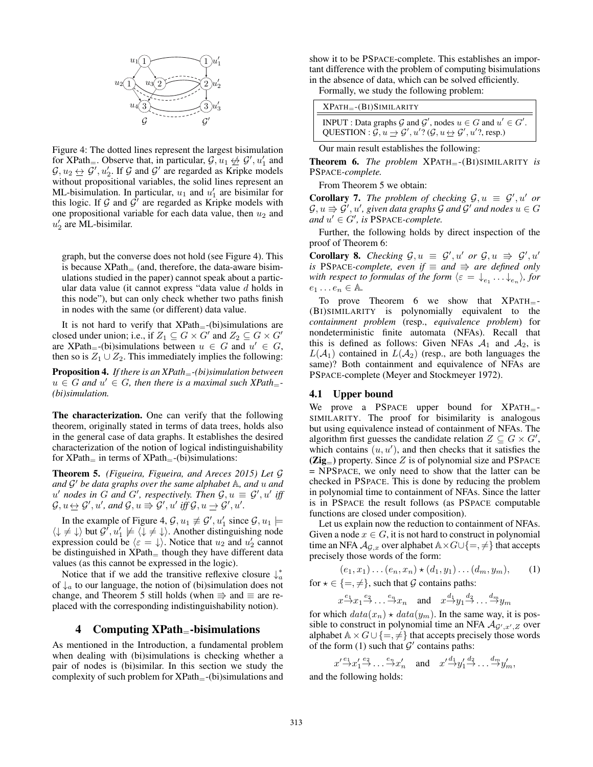Figure 4: The dotted lines represent the largest bisimulation for XPath$_=$. Observe that, in particular, $\mathcal{G}, u_1 \not\leftrightarrow \mathcal{G}', u_1'$ and $\mathcal{G}, u_2 \leftrightarrow \mathcal{G}', u_2'$. If $\mathcal{G}$ and $\mathcal{G}'$ are regarded as Kripke models without propositional variables, the solid lines represent an ML-bisimulation. In particular, $u_1$ and $u_1'$ are bisimilar for this logic. If $\mathcal{G}$ and $\mathcal{G}'$ are regarded as Kripke models with one propositional variable for each data value, then $u_2$ and $u_2'$ are ML-bisimilar.

graph, but the converse does not hold (see Figure 4). This is because XPath$_=$ (and, therefore, the data-aware bisimulations studied in the paper) cannot speak about a particular data value (it cannot express "data value $d$ holds in this node"), but can only check whether two paths finish in nodes with the same (or different) data value.

It is not hard to verify that XPath$_=$-(bi)simulations are closed under union; i.e., if $Z_1 \subseteq G \times G'$ and $Z_2 \subseteq G \times G'$ are XPath$_=$-(bi)simulations between $u \in G$ and $u' \in G$, then so is $Z_1 \cup Z_2$. This immediately implies the following:

**Proposition 4.** *If there is an XPath$_=$-(bi)simulation between $u \in G$ and $u' \in G$, then there is a maximal such XPath$_=$-(bi)simulation.*

**The characterization.** One can verify that the following theorem, originally stated in terms of data trees, holds also in the general case of data graphs. It establishes the desired characterization of the notion of logical indistinguishability for XPath$_=$ in terms of XPath$_=$-(bi)simulations:

**Theorem 5.** *(Figueira, Figueira, and Areces 2015) Let $\mathcal{G}$ and $\mathcal{G}'$ be data graphs over the same alphabet $\mathbb{A}$, and $u$ and $u'$ nodes in $G$ and $G'$, respectively. Then $\mathcal{G}, u \equiv \mathcal{G}', u'$ iff $\mathcal{G}, u \leftrightarrow \mathcal{G}', u'$, and $\mathcal{G}, u \Rrightarrow \mathcal{G}', u'$ iff $\mathcal{G}, u \rightarrow \mathcal{G}', u'$.*

In the example of Figure 4, $\mathcal{G}, u_1 \not\equiv \mathcal{G}', u_1'$ since $\mathcal{G}, u_1 \models \langle \downarrow \neq \downarrow \rangle$ but $\mathcal{G}', u_1' \not\models \langle \downarrow \neq \downarrow \rangle$. Another distinguishing node expression could be $\langle \varepsilon = \downarrow \rangle$. Notice that $u_2$ and $u_2'$ cannot be distinguished in XPath$_=$ though they have different data values (as this cannot be expressed in the logic).

Notice that if we add the transitive reflexive closure $\downarrow_a^*$ of $\downarrow_a$ to our language, the notion of (bi)simulation does not change, and Theorem 5 still holds (when $\Rrightarrow$ and $\equiv$ are replaced with the corresponding indistinguishability notion).

## 4 Computing XPath$_=$-bisimulations

As mentioned in the Introduction, a fundamental problem when dealing with (bi)simulations is checking whether a pair of nodes is (bi)similar. In this section we study the complexity of such problem for XPath$_=$-(bi)simulations and show it to be PSPACE-complete. This establishes an important difference with the problem of computing bisimulations in the absence of data, which can be solved efficiently.

Formally, we study the following problem:

| XPATH$_=$-(BI)SIMILARITY |
|---|
| INPUT : Data graphs $\mathcal{G}$ and $\mathcal{G}'$, nodes $u \in G$ and $u' \in G'$. QUESTION : $\mathcal{G}, u \rightarrow \mathcal{G}', u'$? ($\mathcal{G}, u \leftrightarrow \mathcal{G}', u'$?, resp.) |

Our main result establishes the following:

**Theorem 6.** *The problem* XPATH$_=$-(BI)SIMILARITY *is* PSPACE*-complete.*

From Theorem 5 we obtain:

**Corollary 7.** *The problem of checking $\mathcal{G}, u \equiv \mathcal{G}', u'$ or $\mathcal{G}, u \Rrightarrow \mathcal{G}', u'$, given data graphs $\mathcal{G}$ and $\mathcal{G}'$ and nodes $u \in G$ and $u' \in G'$, is* PSPACE*-complete.*

Further, the following holds by direct inspection of the proof of Theorem 6:

**Corollary 8.** *Checking $\mathcal{G}, u \equiv \mathcal{G}', u'$ or $\mathcal{G}, u \Rrightarrow \mathcal{G}', u'$ is* PSPACE*-complete, even if $\equiv$ and $\Rrightarrow$ are defined only with respect to formulas of the form $\langle \varepsilon = \downarrow_{e_1} \dots \downarrow_{e_n} \rangle$, for $e_1 \dots e_n \in \mathbb{A}$.*

To prove Theorem 6 we show that XPATH$_=$-(BI)SIMILARITY is polynomially equivalent to the *containment problem* (resp., *equivalence problem*) for nondeterministic finite automata (NFAs). Recall that this is defined as follows: Given NFAs $\mathcal{A}_1$ and $\mathcal{A}_2$, is $L(\mathcal{A}_1)$ contained in $L(\mathcal{A}_2)$ (resp., are both languages the same)? Both containment and equivalence of NFAs are PSPACE-complete (Meyer and Stockmeyer 1972).

### 4.1 Upper bound

We prove a PSPACE upper bound for XPATH$_=$-SIMILARITY. The proof for bisimilarity is analogous but using equivalence instead of containment of NFAs. The algorithm first guesses the candidate relation $Z \subseteq G \times G'$, which contains $(u, u')$, and then checks that it satisfies the **(Zig$_=$)** property. Since $Z$ is of polynomial size and PSPACE = NPSPACE, we only need to show that the latter can be checked in PSPACE. This is done by reducing the problem in polynomial time to containment of NFAs. Since the latter is in PSPACE the result follows (as PSPACE computable functions are closed under composition).

Let us explain now the reduction to containment of NFAs. Given a node $x \in G$, it is not hard to construct in polynomial time an NFA $\mathcal{A}_{\mathcal{G},x}$ over alphabet $\mathbb{A} \times G \cup \{=, \neq\}$ that accepts precisely those words of the form:

$$(e_1, x_1) \dots (e_n, x_n) \star (d_1, y_1) \dots (d_m, y_m), \qquad (1)$$

for $\star \in \{=, \neq\}$, such that $\mathcal{G}$ contains paths:

$$x \xrightarrow{e_1} x_1 \xrightarrow{e_2} \dots \xrightarrow{e_n} x_n \quad \text{and} \quad x \xrightarrow{d_1} y_1 \xrightarrow{d_2} \dots \xrightarrow{d_m} y_m$$

for which $data(x_n) \star data(y_m)$. In the same way, it is possible to construct in polynomial time an NFA $\mathcal{A}_{\mathcal{G}',x',Z}$ over alphabet $\mathbb{A} \times G \cup \{=, \neq\}$ that accepts precisely those words of the form (1) such that $\mathcal{G}'$ contains paths:

$$x' \xrightarrow{e_1} x_1' \xrightarrow{e_2} \dots \xrightarrow{e_n} x_n' \quad \text{and} \quad x' \xrightarrow{d_1} y_1' \xrightarrow{d_2} \dots \xrightarrow{d_m} y_m',$$

and the following holds: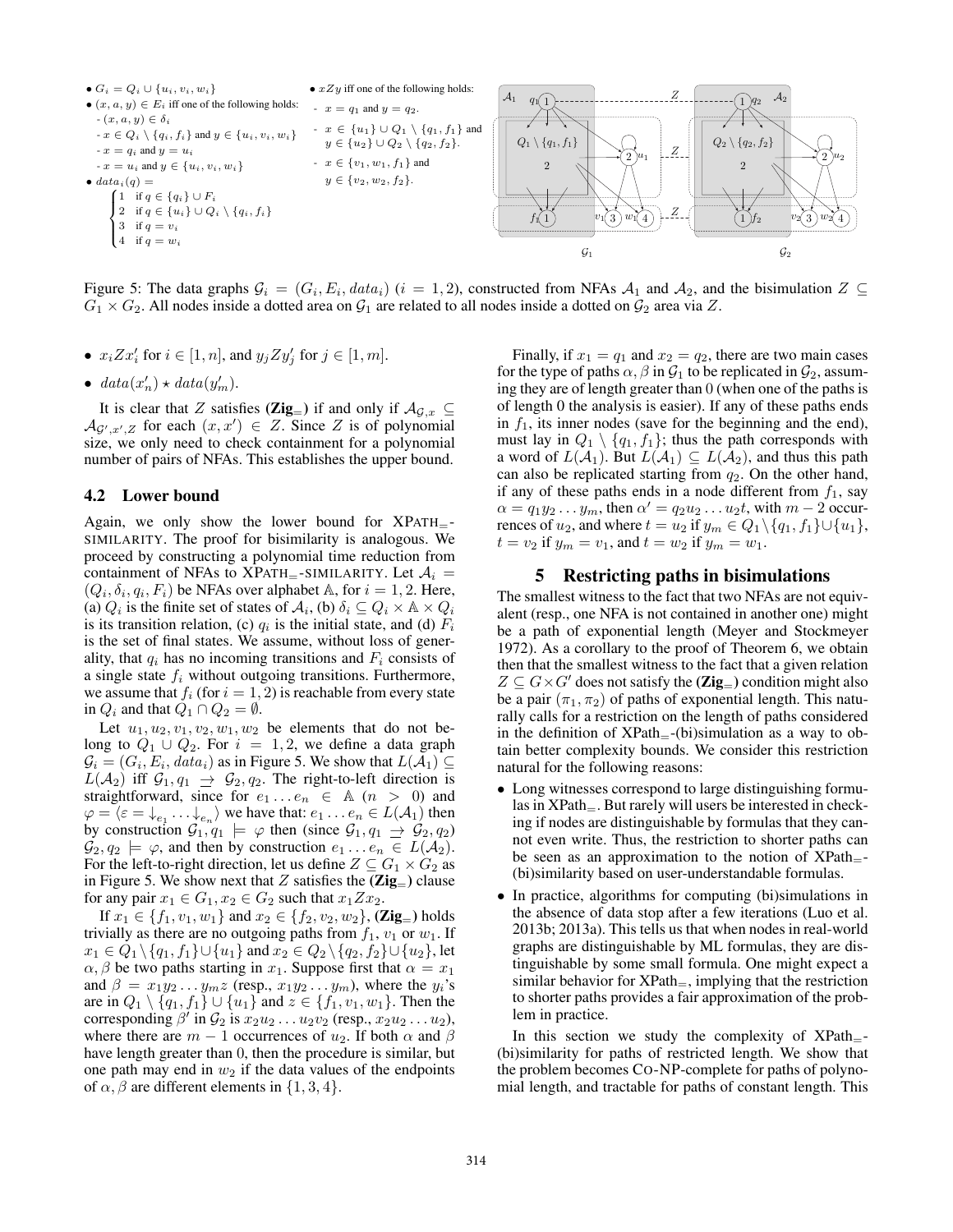- $G_i = Q_i \cup \{u_i, v_i, w_i\}$
- $(x, a, y) \in E_i$ iff one of the following holds:
  - $(x, a, y) \in \delta_i$
  - $x \in Q_i \setminus \{q_i, f_i\}$ and $y \in \{u_i, v_i, w_i\}$
  - $x = q_i$ and $y = u_i$
  - $x = u_i$ and $y \in \{u_i, v_i, w_i\}$
- $data_i(q) = \begin{cases} 1 & \text{if } q \in \{q_i\} \cup F_i \\ 2 & \text{if } q \in \{u_i\} \cup Q_i \setminus \{q_i, f_i\} \\ 3 & \text{if } q = v_i \\ 4 & \text{if } q = w_i \end{cases}$

- $xZy$ iff one of the following holds:
  - $x = q_1$ and $y = q_2$.
  - $x \in \{u_1\} \cup Q_1 \setminus \{q_1, f_1\}$ and $y \in \{u_2\} \cup Q_2 \setminus \{q_2, f_2\}$.
  - $x \in \{v_1, w_1, f_1\}$ and $y \in \{v_2, w_2, f_2\}$.

Figure 5: The data graphs $\mathcal{G}_i = (G_i, E_i, data_i)$ $(i = 1, 2)$, constructed from NFAs $\mathcal{A}_1$ and $\mathcal{A}_2$, and the bisimulation $Z \subseteq G_1 \times G_2$. All nodes inside a dotted area on $\mathcal{G}_1$ are related to all nodes inside a dotted on $\mathcal{G}_2$ area via $Z$.

- $x_i Z x'_i$ for $i \in [1, n]$, and $y_j Z y'_j$ for $j \in [1, m]$.
- $data(x'_n) \star data(y'_m)$.

It is clear that $Z$ satisfies **(Zig$_=$)** if and only if $\mathcal{A}_{\mathcal{G},x} \subseteq \mathcal{A}_{\mathcal{G}',x',Z}$ for each $(x, x') \in Z$. Since $Z$ is of polynomial size, we only need to check containment for a polynomial number of pairs of NFAs. This establishes the upper bound.

## 4.2 Lower bound

Again, we only show the lower bound for XPATH$_=$-SIMILARITY. The proof for bisimilarity is analogous. We proceed by constructing a polynomial time reduction from containment of NFAs to XPATH$_=$-SIMILARITY. Let $\mathcal{A}_i = (Q_i, \delta_i, q_i, F_i)$ be NFAs over alphabet $\mathbb{A}$, for $i = 1, 2$. Here, (a) $Q_i$ is the finite set of states of $\mathcal{A}_i$, (b) $\delta_i \subseteq Q_i \times \mathbb{A} \times Q_i$ is its transition relation, (c) $q_i$ is the initial state, and (d) $F_i$ is the set of final states. We assume, without loss of generality, that $q_i$ has no incoming transitions and $F_i$ consists of a single state $f_i$ without outgoing transitions. Furthermore, we assume that $f_i$ (for $i = 1, 2$) is reachable from every state in $Q_i$ and that $Q_1 \cap Q_2 = \emptyset$.

Let $u_1, u_2, v_1, v_2, w_1, w_2$ be elements that do not belong to $Q_1 \cup Q_2$. For $i = 1, 2$, we define a data graph $\mathcal{G}_i = (G_i, E_i, data_i)$ as in Figure 5. We show that $L(\mathcal{A}_1) \subseteq L(\mathcal{A}_2)$ iff $\mathcal{G}_1, q_1 \rightarrow \mathcal{G}_2, q_2$. The right-to-left direction is straightforward, since for $e_1 \ldots e_n \in \mathbb{A}$ $(n > 0)$ and $\varphi = \langle \varepsilon = \downarrow_{e_1} \cdots \downarrow_{e_n} \rangle$ we have that: $e_1 \ldots e_n \in L(\mathcal{A}_1)$ then by construction $\mathcal{G}_1, q_1 \models \varphi$ then (since $\mathcal{G}_1, q_1 \rightarrow \mathcal{G}_2, q_2$) $\mathcal{G}_2, q_2 \models \varphi$, and then by construction $e_1 \ldots e_n \in L(\mathcal{A}_2)$. For the left-to-right direction, let us define $Z \subseteq G_1 \times G_2$ as in Figure 5. We show next that $Z$ satisfies the **(Zig$_=$)** clause for any pair $x_1 \in G_1, x_2 \in G_2$ such that $x_1 Z x_2$.

If $x_1 \in \{f_1, v_1, w_1\}$ and $x_2 \in \{f_2, v_2, w_2\}$, **(Zig$_=$)** holds trivially as there are no outgoing paths from $f_1$, $v_1$ or $w_1$. If $x_1 \in Q_1 \setminus \{q_1, f_1\} \cup \{u_1\}$ and $x_2 \in Q_2 \setminus \{q_2, f_2\} \cup \{u_2\}$, let $\alpha, \beta$ be two paths starting in $x_1$. Suppose first that $\alpha = x_1$ and $\beta = x_1 y_2 \ldots y_m z$ (resp., $x_1 y_2 \ldots y_m$), where the $y_i$'s are in $Q_1 \setminus \{q_1, f_1\} \cup \{u_1\}$ and $z \in \{f_1, v_1, w_1\}$. Then the corresponding $\beta'$ in $\mathcal{G}_2$ is $x_2 u_2 \ldots u_2 v_2$ (resp., $x_2 u_2 \ldots u_2$), where there are $m - 1$ occurrences of $u_2$. If both $\alpha$ and $\beta$ have length greater than 0, then the procedure is similar, but one path may end in $w_2$ if the data values of the endpoints of $\alpha, \beta$ are different elements in $\{1, 3, 4\}$.

Finally, if $x_1 = q_1$ and $x_2 = q_2$, there are two main cases for the type of paths $\alpha, \beta$ in $\mathcal{G}_1$ to be replicated in $\mathcal{G}_2$, assuming they are of length greater than 0 (when one of the paths is of length 0 the analysis is easier). If any of these paths ends in $f_1$, its inner nodes (save for the beginning and the end), must lay in $Q_1 \setminus \{q_1, f_1\}$; thus the path corresponds with a word of $L(\mathcal{A}_1)$. But $L(\mathcal{A}_1) \subseteq L(\mathcal{A}_2)$, and thus this path can also be replicated starting from $q_2$. On the other hand, if any of these paths ends in a node different from $f_1$, say $\alpha = q_1 y_2 \ldots y_m$, then $\alpha' = q_2 u_2 \ldots u_2 t$, with $m - 2$ occurrences of $u_2$, and where $t = u_2$ if $y_m \in Q_1 \setminus \{q_1, f_1\} \cup \{u_1\}$, $t = v_2$ if $y_m = v_1$, and $t = w_2$ if $y_m = w_1$.

## 5 Restricting paths in bisimulations

The smallest witness to the fact that two NFAs are not equivalent (resp., one NFA is not contained in another one) might be a path of exponential length (Meyer and Stockmeyer 1972). As a corollary to the proof of Theorem 6, we obtain then that the smallest witness to the fact that a given relation $Z \subseteq G \times G'$ does not satisfy the **(Zig$_=$)** condition might also be a pair $(\pi_1, \pi_2)$ of paths of exponential length. This naturally calls for a restriction on the length of paths considered in the definition of XPath$_=$-(bi)simulation as a way to obtain better complexity bounds. We consider this restriction natural for the following reasons:

- Long witnesses correspond to large distinguishing formulas in XPath$_=$. But rarely will users be interested in checking if nodes are distinguishable by formulas that they cannot even write. Thus, the restriction to shorter paths can be seen as an approximation to the notion of XPath$_=$-(bi)similarity based on user-understandable formulas.
- In practice, algorithms for computing (bi)simulations in the absence of data stop after a few iterations (Luo et al. 2013b; 2013a). This tells us that when nodes in real-world graphs are distinguishable by ML formulas, they are distinguishable by some small formula. One might expect a similar behavior for XPath$_=$, implying that the restriction to shorter paths provides a fair approximation of the problem in practice.

In this section we study the complexity of XPath$_=$-(bi)similarity for paths of restricted length. We show that the problem becomes CO-NP-complete for paths of polynomial length, and tractable for paths of constant length. This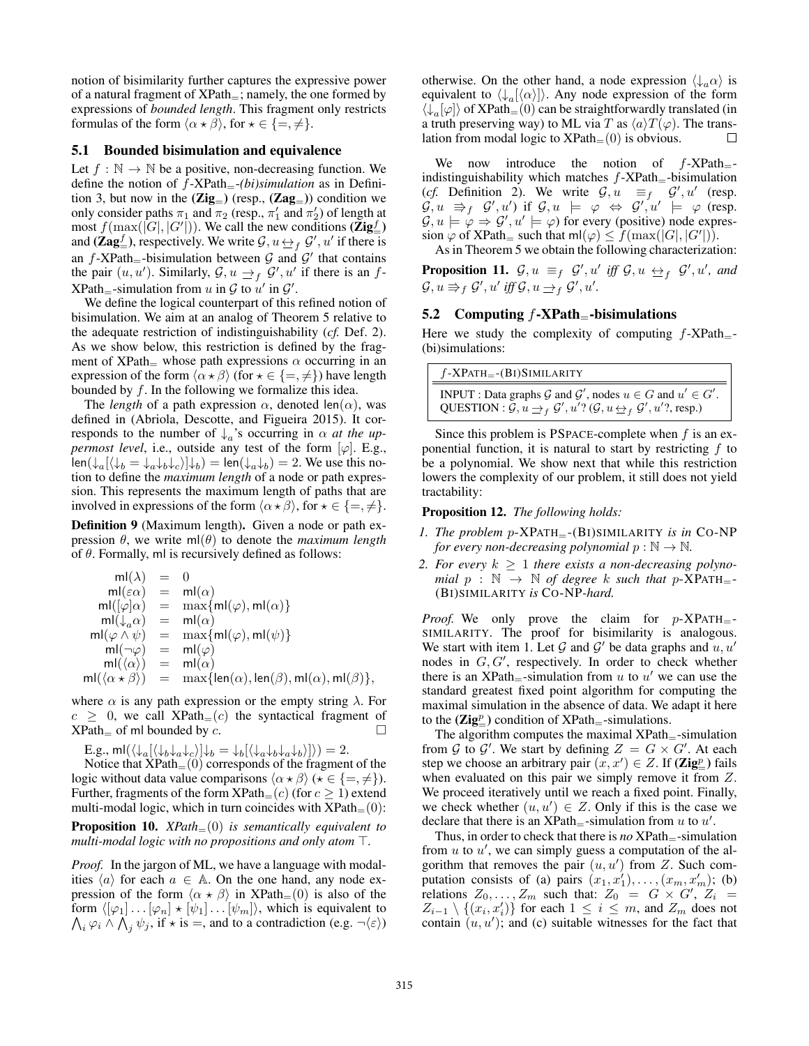notion of bisimilarity further captures the expressive power of a natural fragment of XPath$_=$; namely, the one formed by expressions of *bounded length*. This fragment only restricts formulas of the form $\langle \alpha \star \beta \rangle$, for $\star \in \{=, \neq\}$.

### 5.1 Bounded bisimulation and equivalence

Let $f : \mathbb{N} \to \mathbb{N}$ be a positive, non-decreasing function. We define the notion of $f$-XPath$_=$-*(bi)simulation* as in Definition 3, but now in the **(Zig$_=$)** (resp., **(Zag$_=$)**) condition we only consider paths $\pi_1$ and $\pi_2$ (resp., $\pi_1'$ and $\pi_2'$) of length at most $f(\max(|G|, |G'|))$. We call the new conditions **(Zig$^f_=$)** and **(Zag$^f_=$)**, respectively. We write $\mathcal{G}, u \leftrightarrow_f \mathcal{G}', u'$ if there is an $f$-XPath$_=$-bisimulation between $\mathcal{G}$ and $\mathcal{G}'$ that contains the pair $(u, u')$. Similarly, $\mathcal{G}, u \rightarrow_f \mathcal{G}', u'$ if there is an $f$-XPath$_=$-simulation from $u$ in $\mathcal{G}$ to $u'$ in $\mathcal{G}'$.

We define the logical counterpart of this refined notion of bisimulation. We aim at an analog of Theorem 5 relative to the adequate restriction of indistinguishability (*cf.* Def. 2). As we show below, this restriction is defined by the fragment of XPath$_=$ whose path expressions $\alpha$ occurring in an expression of the form $\langle \alpha \star \beta \rangle$ (for $\star \in \{=, \neq\}$) have length bounded by $f$. In the following we formalize this idea.

The *length* of a path expression $\alpha$, denoted $\mathsf{len}(\alpha)$, was defined in (Abriola, Descotte, and Figueira 2015). It corresponds to the number of $\downarrow_a$'s occurring in $\alpha$ *at the uppermost level*, i.e., outside any test of the form $[\varphi]$. E.g., $\mathsf{len}(\downarrow_a[\langle \downarrow_b = \downarrow_a\downarrow_b\downarrow_c \rangle]\downarrow_b) = \mathsf{len}(\downarrow_a\downarrow_b) = 2$. We use this notion to define the *maximum length* of a node or path expression. This represents the maximum length of paths that are involved in expressions of the form $\langle \alpha \star \beta \rangle$, for $\star \in \{=, \neq\}$.

**Definition 9** (Maximum length)**.** Given a node or path expression $\theta$, we write $\mathsf{ml}(\theta)$ to denote the *maximum length* of $\theta$. Formally, $\mathsf{ml}$ is recursively defined as follows:

$$
\begin{aligned}
\mathsf{ml}(\lambda) &= 0 \\
\mathsf{ml}(\varepsilon\alpha) &= \mathsf{ml}(\alpha) \\
\mathsf{ml}([\varphi]\alpha) &= \max\{\mathsf{ml}(\varphi), \mathsf{ml}(\alpha)\} \\
\mathsf{ml}(\downarrow_a\alpha) &= \mathsf{ml}(\alpha) \\
\mathsf{ml}(\varphi \wedge \psi) &= \max\{\mathsf{ml}(\varphi), \mathsf{ml}(\psi)\} \\
\mathsf{ml}(\neg\varphi) &= \mathsf{ml}(\varphi) \\
\mathsf{ml}(\langle\alpha\rangle) &= \mathsf{ml}(\alpha) \\
\mathsf{ml}(\langle\alpha \star \beta\rangle) &= \max\{\mathsf{len}(\alpha), \mathsf{len}(\beta), \mathsf{ml}(\alpha), \mathsf{ml}(\beta)\},
\end{aligned}
$$

where $\alpha$ is any path expression or the empty string $\lambda$. For $c \geq 0$, we call XPath$_=(c)$ the syntactical fragment of XPath$_=$ of $\mathsf{ml}$ bounded by $c$. $\square$

E.g., $\mathsf{ml}(\langle \downarrow_a[\langle \downarrow_b\downarrow_a\downarrow_c \rangle]\downarrow_b = \downarrow_b[\langle \downarrow_a\downarrow_b\downarrow_a\downarrow_b \rangle] \rangle) = 2$.

Notice that XPath$_=(0)$ corresponds of the fragment of the logic without data value comparisons $\langle \alpha \star \beta \rangle$ ($\star \in \{=, \neq\}$). Further, fragments of the form XPath$_=(c)$ (for $c \geq 1$) extend multi-modal logic, which in turn coincides with XPath$_=(0)$:

**Proposition 10.** *XPath$_=(0)$ is semantically equivalent to multi-modal logic with no propositions and only atom $\top$.*

*Proof.* In the jargon of ML, we have a language with modalities $\langle a \rangle$ for each $a \in \mathbb{A}$. On the one hand, any node expression of the form $\langle \alpha \star \beta \rangle$ in XPath$_=(0)$ is also of the form $\langle [\varphi_1] \ldots [\varphi_n] \star [\psi_1] \ldots [\psi_m] \rangle$, which is equivalent to $\bigwedge_i \varphi_i \wedge \bigwedge_j \psi_j$, if $\star$ is $=$, and to a contradiction (e.g. $\neg\langle\varepsilon\rangle$) otherwise. On the other hand, a node expression $\langle \downarrow_a \alpha \rangle$ is equivalent to $\langle \downarrow_a [\langle \alpha \rangle] \rangle$. Any node expression of the form $\langle \downarrow_a [\varphi] \rangle$ of XPath$_=(0)$ can be straightforwardly translated (in a truth preserving way) to ML via $T$ as $\langle a \rangle T(\varphi)$. The translation from modal logic to XPath$_=(0)$ is obvious. $\square$

We now introduce the notion of $f$-XPath$_=$-indistinguishability which matches $f$-XPath$_=$-bisimulation (*cf.* Definition 2). We write $\mathcal{G}, u \equiv_f \mathcal{G}', u'$ (resp. $\mathcal{G}, u \Rrightarrow_f \mathcal{G}', u'$) if $\mathcal{G}, u \models \varphi \Leftrightarrow \mathcal{G}', u' \models \varphi$ (resp. $\mathcal{G}, u \models \varphi \Rightarrow \mathcal{G}', u' \models \varphi$) for every (positive) node expression $\varphi$ of XPath$_=$ such that $\mathsf{ml}(\varphi) \leq f(\max(|G|, |G'|))$.

As in Theorem 5 we obtain the following characterization:

**Proposition 11.** *$\mathcal{G}, u \equiv_f \mathcal{G}', u'$ iff $\mathcal{G}, u \leftrightarrow_f \mathcal{G}', u'$, and $\mathcal{G}, u \Rrightarrow_f \mathcal{G}', u'$ iff $\mathcal{G}, u \rightarrow_f \mathcal{G}', u'$.*

### 5.2 Computing $f$-XPath$_=$-bisimulations

Here we study the complexity of computing $f$-XPath$_=$-(bi)simulations:

| $f$-XPath$_=$-(Bi)Similarity |
|---|
| INPUT : Data graphs $\mathcal{G}$ and $\mathcal{G}'$, nodes $u \in G$ and $u' \in G'$. QUESTION : $\mathcal{G}, u \rightarrow_f \mathcal{G}', u'$? ($\mathcal{G}, u \leftrightarrow_f \mathcal{G}', u'$?, resp.) |

Since this problem is PSpace-complete when $f$ is an exponential function, it is natural to start by restricting $f$ to be a polynomial. We show next that while this restriction lowers the complexity of our problem, it still does not yield tractability:

**Proposition 12.** *The following holds:*

1. *The problem $p$-XPath$_=$-(Bi)Similarity is in Co-NP for every non-decreasing polynomial $p : \mathbb{N} \to \mathbb{N}$.*
2. *For every $k \geq 1$ there exists a non-decreasing polynomial $p : \mathbb{N} \to \mathbb{N}$ of degree $k$ such that $p$-XPath$_=$-(Bi)Similarity is Co-NP-hard.*

*Proof.* We only prove the claim for $p$-XPath$_=$-Similarity. The proof for bisimilarity is analogous. We start with item 1. Let $\mathcal{G}$ and $\mathcal{G}'$ be data graphs and $u, u'$ nodes in $G, G'$, respectively. In order to check whether there is an XPath$_=$-simulation from $u$ to $u'$ we can use the standard greatest fixed point algorithm for computing the maximal simulation in the absence of data. We adapt it here to the **(Zig$^p_=$)** condition of XPath$_=$-simulations.

The algorithm computes the maximal XPath$_=$-simulation from $\mathcal{G}$ to $\mathcal{G}'$. We start by defining $Z = G \times G'$. At each step we choose an arbitrary pair $(x, x') \in Z$. If **(Zig$^p_=$)** fails when evaluated on this pair we simply remove it from $Z$. We proceed iteratively until we reach a fixed point. Finally, we check whether $(u, u') \in Z$. Only if this is the case we declare that there is an XPath$_=$-simulation from $u$ to $u'$.

Thus, in order to check that there is *no* XPath$_=$-simulation from $u$ to $u'$, we can simply guess a computation of the algorithm that removes the pair $(u, u')$ from $Z$. Such computation consists of (a) pairs $(x_1, x_1'), \ldots, (x_m, x_m')$; (b) relations $Z_0, \ldots, Z_m$ such that: $Z_0 = G \times G'$, $Z_i = Z_{i-1} \setminus \{(x_i, x_i')\}$ for each $1 \leq i \leq m$, and $Z_m$ does not contain $(u, u')$; and (c) suitable witnesses for the fact that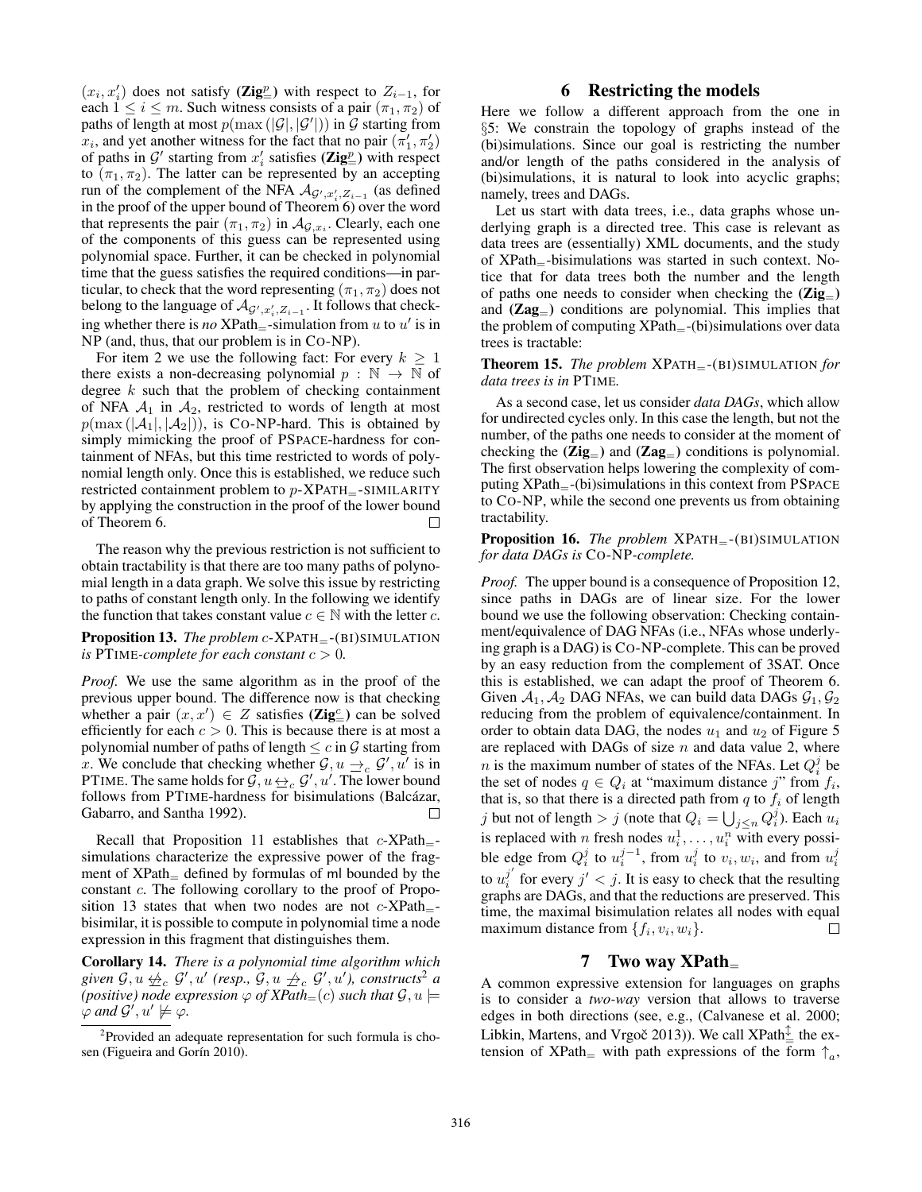$(x_i, x_i')$ does not satisfy **(Zig$^p_=$)** with respect to $Z_{i-1}$, for each $1 \leq i \leq m$. Such witness consists of a pair $(\pi_1, \pi_2)$ of paths of length at most $p(\max(|\mathcal{G}|, |\mathcal{G}'|))$ in $\mathcal{G}$ starting from $x_i$, and yet another witness for the fact that no pair $(\pi_1', \pi_2')$ of paths in $\mathcal{G}'$ starting from $x_i'$ satisfies **(Zig$^p_=$)** with respect to $(\pi_1, \pi_2)$. The latter can be represented by an accepting run of the complement of the NFA $\mathcal{A}_{\mathcal{G}', x_i', Z_{i-1}}$ (as defined in the proof of the upper bound of Theorem 6) over the word that represents the pair $(\pi_1, \pi_2)$ in $\mathcal{A}_{\mathcal{G}, x_i}$. Clearly, each one of the components of this guess can be represented using polynomial space. Further, it can be checked in polynomial time that the guess satisfies the required conditions—in particular, to check that the word representing $(\pi_1, \pi_2)$ does not belong to the language of $\mathcal{A}_{\mathcal{G}', x_i', Z_{i-1}}$. It follows that checking whether there is *no* XPath$_=$-simulation from $u$ to $u'$ is in NP (and, thus, that our problem is in CO-NP).

For item 2 we use the following fact: For every $k \geq 1$ there exists a non-decreasing polynomial $p : \mathbb{N} \to \mathbb{N}$ of degree $k$ such that the problem of checking containment of NFA $\mathcal{A}_1$ in $\mathcal{A}_2$, restricted to words of length at most $p(\max(|\mathcal{A}_1|, |\mathcal{A}_2|))$, is CO-NP-hard. This is obtained by simply mimicking the proof of PSPACE-hardness for containment of NFAs, but this time restricted to words of polynomial length only. Once this is established, we reduce such restricted containment problem to $p$-XPATH$_=$-SIMILARITY by applying the construction in the proof of the lower bound of Theorem 6. ∎

The reason why the previous restriction is not sufficient to obtain tractability is that there are too many paths of polynomial length in a data graph. We solve this issue by restricting to paths of constant length only. In the following we identify the function that takes constant value $c \in \mathbb{N}$ with the letter $c$.

**Proposition 13.** *The problem $c$-XPATH$_=$-(BI)SIMULATION is* PTIME*-complete for each constant $c > 0$.*

*Proof.* We use the same algorithm as in the proof of the previous upper bound. The difference now is that checking whether a pair $(x, x') \in Z$ satisfies **(Zig$^c_=$)** can be solved efficiently for each $c > 0$. This is because there is at most a polynomial number of paths of length $\leq c$ in $\mathcal{G}$ starting from $x$. We conclude that checking whether $\mathcal{G}, u \rightarrow_c \mathcal{G}', u'$ is in PTIME. The same holds for $\mathcal{G}, u \leftrightarrow_c \mathcal{G}', u'$. The lower bound follows from PTIME-hardness for bisimulations (Balcázar, Gabarro, and Santha 1992). ∎

Recall that Proposition 11 establishes that $c$-XPath$_=$-simulations characterize the expressive power of the fragment of XPath$_=$ defined by formulas of ml bounded by the constant $c$. The following corollary to the proof of Proposition 13 states that when two nodes are not $c$-XPath$_=$-bisimilar, it is possible to compute in polynomial time a node expression in this fragment that distinguishes them.

**Corollary 14.** *There is a polynomial time algorithm which given $\mathcal{G}, u \not\leftrightarrow_c \mathcal{G}', u'$ (resp., $\mathcal{G}, u \not\rightarrow_c \mathcal{G}', u'$), constructs[2] a (positive) node expression $\varphi$ of XPath$_=(c)$ such that $\mathcal{G}, u \models \varphi$ and $\mathcal{G}', u' \not\models \varphi$.*

[2] Provided an adequate representation for such formula is chosen (Figueira and Gorín 2010).

## 6 Restricting the models

Here we follow a different approach from the one in §5: We constrain the topology of graphs instead of the (bi)simulations. Since our goal is restricting the number and/or length of the paths considered in the analysis of (bi)simulations, it is natural to look into acyclic graphs; namely, trees and DAGs.

Let us start with data trees, i.e., data graphs whose underlying graph is a directed tree. This case is relevant as data trees are (essentially) XML documents, and the study of XPath$_=$-bisimulations was started in such context. Notice that for data trees both the number and the length of paths one needs to consider when checking the **(Zig$_=$)** and **(Zag$_=$)** conditions are polynomial. This implies that the problem of computing XPath$_=$-(bi)simulations over data trees is tractable:

**Theorem 15.** *The problem* XPATH$_=$-(BI)SIMULATION *for data trees is in* PTIME*.*

As a second case, let us consider *data DAGs*, which allow for undirected cycles only. In this case the length, but not the number, of the paths one needs to consider at the moment of checking the **(Zig$_=$)** and **(Zag$_=$)** conditions is polynomial. The first observation helps lowering the complexity of computing XPath$_=$-(bi)simulations in this context from PSPACE to CO-NP, while the second one prevents us from obtaining tractability.

**Proposition 16.** *The problem* XPATH$_=$-(BI)SIMULATION *for data DAGs is* CO-NP*-complete.*

*Proof.* The upper bound is a consequence of Proposition 12, since paths in DAGs are of linear size. For the lower bound we use the following observation: Checking containment/equivalence of DAG NFAs (i.e., NFAs whose underlying graph is a DAG) is CO-NP-complete. This can be proved by an easy reduction from the complement of 3SAT. Once this is established, we can adapt the proof of Theorem 6. Given $\mathcal{A}_1, \mathcal{A}_2$ DAG NFAs, we can build data DAGs $\mathcal{G}_1, \mathcal{G}_2$ reducing from the problem of equivalence/containment. In order to obtain data DAG, the nodes $u_1$ and $u_2$ of Figure 5 are replaced with DAGs of size $n$ and data value 2, where $n$ is the maximum number of states of the NFAs. Let $Q_i^j$ be the set of nodes $q \in Q_i$ at "maximum distance $j$" from $f_i$, that is, so that there is a directed path from $q$ to $f_i$ of length $j$ but not of length $> j$ (note that $Q_i = \bigcup_{j \leq n} Q_i^j$). Each $u_i$ is replaced with $n$ fresh nodes $u_i^1, \ldots, u_i^n$ with every possible edge from $Q_i^j$ to $u_i^{j-1}$, from $u_i^j$ to $v_i, w_i$, and from $u_i^j$ to $u_i^{j'}$ for every $j' < j$. It is easy to check that the resulting graphs are DAGs, and that the reductions are preserved. This time, the maximal bisimulation relates all nodes with equal maximum distance from $\{f_i, v_i, w_i\}$. ∎

## 7 Two way XPath$_=$

A common expressive extension for languages on graphs is to consider a *two-way* version that allows to traverse edges in both directions (see, e.g., (Calvanese et al. 2000; Libkin, Martens, and Vrgoč 2013)). We call XPath$^{\updownarrow}_=$ the extension of XPath$_=$ with path expressions of the form $\uparrow_a$,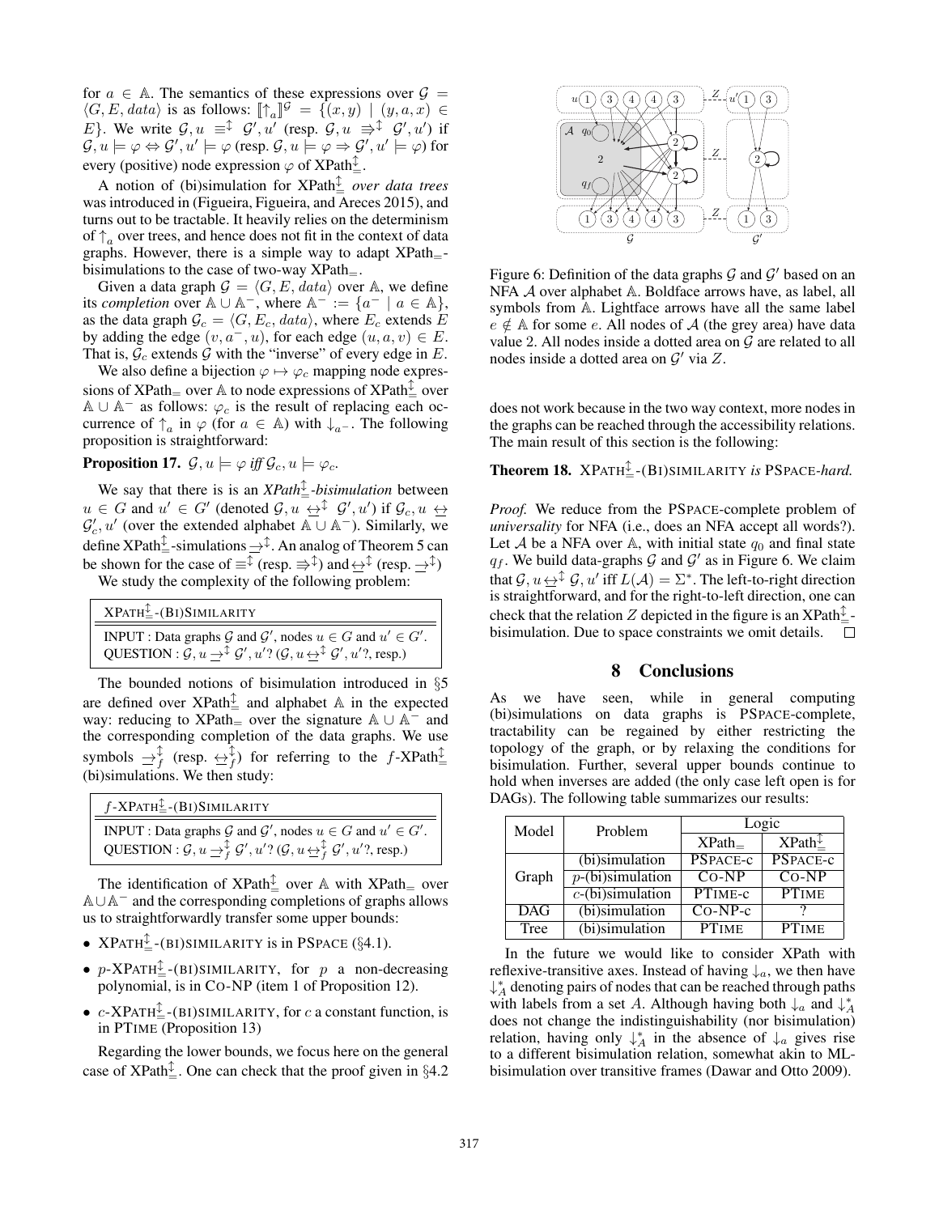for $a \in \mathbb{A}$. The semantics of these expressions over $\mathcal{G} = \langle G, E, data \rangle$ is as follows: $[\![\uparrow_a]\!]^{\mathcal{G}} = \{(x,y) \mid (y,a,x) \in E\}$. We write $\mathcal{G}, u \equiv^{\updownarrow} \mathcal{G}', u'$ (resp. $\mathcal{G}, u \Rrightarrow^{\updownarrow} \mathcal{G}', u'$) if $\mathcal{G}, u \models \varphi \Leftrightarrow \mathcal{G}', u' \models \varphi$ (resp. $\mathcal{G}, u \models \varphi \Rightarrow \mathcal{G}', u' \models \varphi$) for every (positive) node expression $\varphi$ of $\text{XPath}^{\updownarrow}_{=}$.

A notion of (bi)simulation for $\text{XPath}^{\updownarrow}_{=}$ *over data trees* was introduced in (Figueira, Figueira, and Areces 2015), and turns out to be tractable. It heavily relies on the determinism of $\uparrow_a$ over trees, and hence does not fit in the context of data graphs. However, there is a simple way to adapt $\text{XPath}_{=}$-bisimulations to the case of two-way $\text{XPath}_{=}$.

Given a data graph $\mathcal{G} = \langle G, E, data \rangle$ over $\mathbb{A}$, we define its *completion* over $\mathbb{A} \cup \mathbb{A}^{-}$, where $\mathbb{A}^{-} := \{a^{-} \mid a \in \mathbb{A}\}$, as the data graph $\mathcal{G}_c = \langle G, E_c, data \rangle$, where $E_c$ extends $E$ by adding the edge $(v, a^{-}, u)$, for each edge $(u, a, v) \in E$. That is, $\mathcal{G}_c$ extends $\mathcal{G}$ with the "inverse" of every edge in $E$.

We also define a bijection $\varphi \mapsto \varphi_c$ mapping node expressions of $\text{XPath}_{=}$ over $\mathbb{A}$ to node expressions of $\text{XPath}^{\updownarrow}_{=}$ over $\mathbb{A} \cup \mathbb{A}^{-}$ as follows: $\varphi_c$ is the result of replacing each occurrence of $\uparrow_a$ in $\varphi$ (for $a \in \mathbb{A}$) with $\downarrow_{a^{-}}$. The following proposition is straightforward:

**Proposition 17.** $\mathcal{G}, u \models \varphi$ *iff* $\mathcal{G}_c, u \models \varphi_c$.

We say that there is is an *$\text{XPath}^{\updownarrow}_{=}$-bisimulation* between $u \in G$ and $u' \in G'$ (denoted $\mathcal{G}, u \leftrightarrow^{\updownarrow} \mathcal{G}', u'$) if $\mathcal{G}_c, u \leftrightarrow \mathcal{G}'_c, u'$ (over the extended alphabet $\mathbb{A} \cup \mathbb{A}^{-}$). Similarly, we define $\text{XPath}^{\updownarrow}_{=}$-simulations $\rightarrow^{\updownarrow}$. An analog of Theorem 5 can be shown for the case of $\equiv^{\updownarrow}$ (resp. $\Rrightarrow^{\updownarrow}$) and $\leftrightarrow^{\updownarrow}$ (resp. $\rightarrow^{\updownarrow}$)

We study the complexity of the following problem:

> $\text{XPATH}^{\updownarrow}_{=}$-(BI)SIMILARITY
>
> INPUT : Data graphs $\mathcal{G}$ and $\mathcal{G}'$, nodes $u \in G$ and $u' \in G'$.
> QUESTION : $\mathcal{G}, u \rightarrow^{\updownarrow} \mathcal{G}', u'$? ($\mathcal{G}, u \leftrightarrow^{\updownarrow} \mathcal{G}', u'$?, resp.)

The bounded notions of bisimulation introduced in §5 are defined over $\text{XPath}^{\updownarrow}_{=}$ and alphabet $\mathbb{A}$ in the expected way: reducing to $\text{XPath}_{=}$ over the signature $\mathbb{A} \cup \mathbb{A}^{-}$ and the corresponding completion of the data graphs. We use symbols $\rightarrow^{\updownarrow}_{f}$ (resp. $\leftrightarrow^{\updownarrow}_{f}$) for referring to the $f$-$\text{XPath}^{\updownarrow}_{=}$ (bi)simulations. We then study:

> $f$-$\text{XPATH}^{\updownarrow}_{=}$-(BI)SIMILARITY
>
> INPUT : Data graphs $\mathcal{G}$ and $\mathcal{G}'$, nodes $u \in G$ and $u' \in G'$.
> QUESTION : $\mathcal{G}, u \rightarrow^{\updownarrow}_{f} \mathcal{G}', u'$? ($\mathcal{G}, u \leftrightarrow^{\updownarrow}_{f} \mathcal{G}', u'$?, resp.)

The identification of $\text{XPath}^{\updownarrow}_{=}$ over $\mathbb{A}$ with $\text{XPath}_{=}$ over $\mathbb{A} \cup \mathbb{A}^{-}$ and the corresponding completions of graphs allows us to straightforwardly transfer some upper bounds:

- $\text{XPATH}^{\updownarrow}_{=}$-(BI)SIMILARITY is in PSPACE (§4.1).
- $p$-$\text{XPATH}^{\updownarrow}_{=}$-(BI)SIMILARITY, for $p$ a non-decreasing polynomial, is in CO-NP (item 1 of Proposition 12).
- $c$-$\text{XPATH}^{\updownarrow}_{=}$-(BI)SIMILARITY, for $c$ a constant function, is in PTIME (Proposition 13)

Regarding the lower bounds, we focus here on the general case of $\text{XPath}^{\updownarrow}_{=}$. One can check that the proof given in §4.2 does not work because in the two way context, more nodes in the graphs can be reached through the accessibility relations. The main result of this section is the following:

Figure 6: Definition of the data graphs $\mathcal{G}$ and $\mathcal{G}'$ based on an NFA $\mathcal{A}$ over alphabet $\mathbb{A}$. Boldface arrows have, as label, all symbols from $\mathbb{A}$. Lightface arrows have all the same label $e \notin \mathbb{A}$ for some $e$. All nodes of $\mathcal{A}$ (the grey area) have data value 2. All nodes inside a dotted area on $\mathcal{G}$ are related to all nodes inside a dotted area on $\mathcal{G}'$ via $Z$.

**Theorem 18.** $\text{XPATH}^{\updownarrow}_{=}$-(BI)SIMILARITY *is* PSPACE*-hard.*

*Proof.* We reduce from the PSPACE-complete problem of *universality* for NFA (i.e., does an NFA accept all words?). Let $\mathcal{A}$ be a NFA over $\mathbb{A}$, with initial state $q_0$ and final state $q_f$. We build data-graphs $\mathcal{G}$ and $\mathcal{G}'$ as in Figure 6. We claim that $\mathcal{G}, u \leftrightarrow^{\updownarrow} \mathcal{G}, u'$ iff $L(\mathcal{A}) = \Sigma^{*}$. The left-to-right direction is straightforward, and for the right-to-left direction, one can check that the relation $Z$ depicted in the figure is an $\text{XPath}^{\updownarrow}_{=}$-bisimulation. Due to space constraints we omit details. $\square$

## 8 Conclusions

As we have seen, while in general computing (bi)simulations on data graphs is PSPACE-complete, tractability can be regained by either restricting the topology of the graph, or by relaxing the conditions for bisimulation. Further, several upper bounds continue to hold when inverses are added (the only case left open is for DAGs). The following table summarizes our results:

| Model | Problem | Logic | |
|---|---|---|---|
| | | $\text{XPath}_{=}$ | $\text{XPath}^{\updownarrow}_{=}$ |
| Graph | (bi)simulation | PSPACE-c | PSPACE-c |
| | $p$-(bi)simulation | CO-NP | CO-NP |
| | $c$-(bi)simulation | PTIME-c | PTIME |
| DAG | (bi)simulation | CO-NP-c | ? |
| Tree | (bi)simulation | PTIME | PTIME |

In the future we would like to consider XPath with reflexive-transitive axes. Instead of having $\downarrow_a$, we then have $\downarrow^{*}_{A}$ denoting pairs of nodes that can be reached through paths with labels from a set $A$. Although having both $\downarrow_a$ and $\downarrow^{*}_{A}$ does not change the indistinguishability (nor bisimulation) relation, having only $\downarrow^{*}_{A}$ in the absence of $\downarrow_a$ gives rise to a different bisimulation relation, somewhat akin to ML-bisimulation over transitive frames (Dawar and Otto 2009).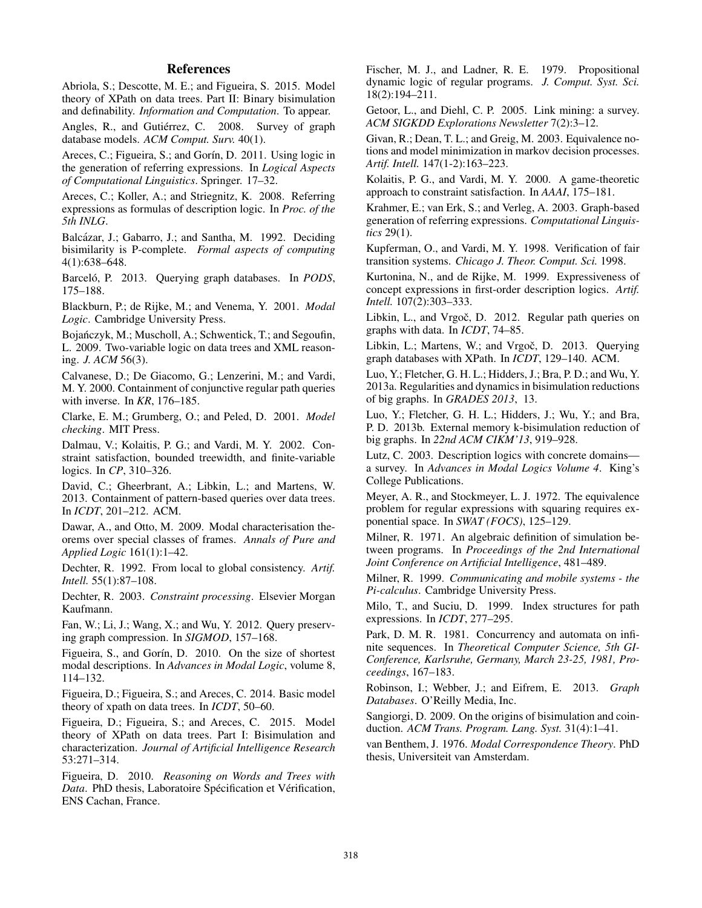## References

Abriola, S.; Descotte, M. E.; and Figueira, S. 2015. Model theory of XPath on data trees. Part II: Binary bisimulation and definability. *Information and Computation*. To appear.

Angles, R., and Gutiérrez, C. 2008. Survey of graph database models. *ACM Comput. Surv.* 40(1).

Areces, C.; Figueira, S.; and Gorín, D. 2011. Using logic in the generation of referring expressions. In *Logical Aspects of Computational Linguistics*. Springer. 17–32.

Areces, C.; Koller, A.; and Striegnitz, K. 2008. Referring expressions as formulas of description logic. In *Proc. of the 5th INLG*.

Balcázar, J.; Gabarro, J.; and Santha, M. 1992. Deciding bisimilarity is P-complete. *Formal aspects of computing* 4(1):638–648.

Barceló, P. 2013. Querying graph databases. In *PODS*, 175–188.

Blackburn, P.; de Rijke, M.; and Venema, Y. 2001. *Modal Logic*. Cambridge University Press.

Bojańczyk, M.; Muscholl, A.; Schwentick, T.; and Segoufin, L. 2009. Two-variable logic on data trees and XML reasoning. *J. ACM* 56(3).

Calvanese, D.; De Giacomo, G.; Lenzerini, M.; and Vardi, M. Y. 2000. Containment of conjunctive regular path queries with inverse. In *KR*, 176–185.

Clarke, E. M.; Grumberg, O.; and Peled, D. 2001. *Model checking*. MIT Press.

Dalmau, V.; Kolaitis, P. G.; and Vardi, M. Y. 2002. Constraint satisfaction, bounded treewidth, and finite-variable logics. In *CP*, 310–326.

David, C.; Gheerbrant, A.; Libkin, L.; and Martens, W. 2013. Containment of pattern-based queries over data trees. In *ICDT*, 201–212. ACM.

Dawar, A., and Otto, M. 2009. Modal characterisation theorems over special classes of frames. *Annals of Pure and Applied Logic* 161(1):1–42.

Dechter, R. 1992. From local to global consistency. *Artif. Intell.* 55(1):87–108.

Dechter, R. 2003. *Constraint processing*. Elsevier Morgan Kaufmann.

Fan, W.; Li, J.; Wang, X.; and Wu, Y. 2012. Query preserving graph compression. In *SIGMOD*, 157–168.

Figueira, S., and Gorín, D. 2010. On the size of shortest modal descriptions. In *Advances in Modal Logic*, volume 8, 114–132.

Figueira, D.; Figueira, S.; and Areces, C. 2014. Basic model theory of xpath on data trees. In *ICDT*, 50–60.

Figueira, D.; Figueira, S.; and Areces, C. 2015. Model theory of XPath on data trees. Part I: Bisimulation and characterization. *Journal of Artificial Intelligence Research* 53:271–314.

Figueira, D. 2010. *Reasoning on Words and Trees with Data*. PhD thesis, Laboratoire Spécification et Vérification, ENS Cachan, France.

Fischer, M. J., and Ladner, R. E. 1979. Propositional dynamic logic of regular programs. *J. Comput. Syst. Sci.* 18(2):194–211.

Getoor, L., and Diehl, C. P. 2005. Link mining: a survey. *ACM SIGKDD Explorations Newsletter* 7(2):3–12.

Givan, R.; Dean, T. L.; and Greig, M. 2003. Equivalence notions and model minimization in markov decision processes. *Artif. Intell.* 147(1-2):163–223.

Kolaitis, P. G., and Vardi, M. Y. 2000. A game-theoretic approach to constraint satisfaction. In *AAAI*, 175–181.

Krahmer, E.; van Erk, S.; and Verleg, A. 2003. Graph-based generation of referring expressions. *Computational Linguistics* 29(1).

Kupferman, O., and Vardi, M. Y. 1998. Verification of fair transition systems. *Chicago J. Theor. Comput. Sci.* 1998.

Kurtonina, N., and de Rijke, M. 1999. Expressiveness of concept expressions in first-order description logics. *Artif. Intell.* 107(2):303–333.

Libkin, L., and Vrgoč, D. 2012. Regular path queries on graphs with data. In *ICDT*, 74–85.

Libkin, L.; Martens, W.; and Vrgoč, D. 2013. Querying graph databases with XPath. In *ICDT*, 129–140. ACM.

Luo, Y.; Fletcher, G. H. L.; Hidders, J.; Bra, P. D.; and Wu, Y. 2013a. Regularities and dynamics in bisimulation reductions of big graphs. In *GRADES 2013*, 13.

Luo, Y.; Fletcher, G. H. L.; Hidders, J.; Wu, Y.; and Bra, P. D. 2013b. External memory k-bisimulation reduction of big graphs. In *22nd ACM CIKM'13*, 919–928.

Lutz, C. 2003. Description logics with concrete domains—a survey. In *Advances in Modal Logics Volume 4*. King's College Publications.

Meyer, A. R., and Stockmeyer, L. J. 1972. The equivalence problem for regular expressions with squaring requires exponential space. In *SWAT (FOCS)*, 125–129.

Milner, R. 1971. An algebraic definition of simulation between programs. In *Proceedings of the 2nd International Joint Conference on Artificial Intelligence*, 481–489.

Milner, R. 1999. *Communicating and mobile systems - the Pi-calculus*. Cambridge University Press.

Milo, T., and Suciu, D. 1999. Index structures for path expressions. In *ICDT*, 277–295.

Park, D. M. R. 1981. Concurrency and automata on infinite sequences. In *Theoretical Computer Science, 5th GI-Conference, Karlsruhe, Germany, March 23-25, 1981, Proceedings*, 167–183.

Robinson, I.; Webber, J.; and Eifrem, E. 2013. *Graph Databases*. O'Reilly Media, Inc.

Sangiorgi, D. 2009. On the origins of bisimulation and coinduction. *ACM Trans. Program. Lang. Syst.* 31(4):1–41.

van Benthem, J. 1976. *Modal Correspondence Theory*. PhD thesis, Universiteit van Amsterdam.